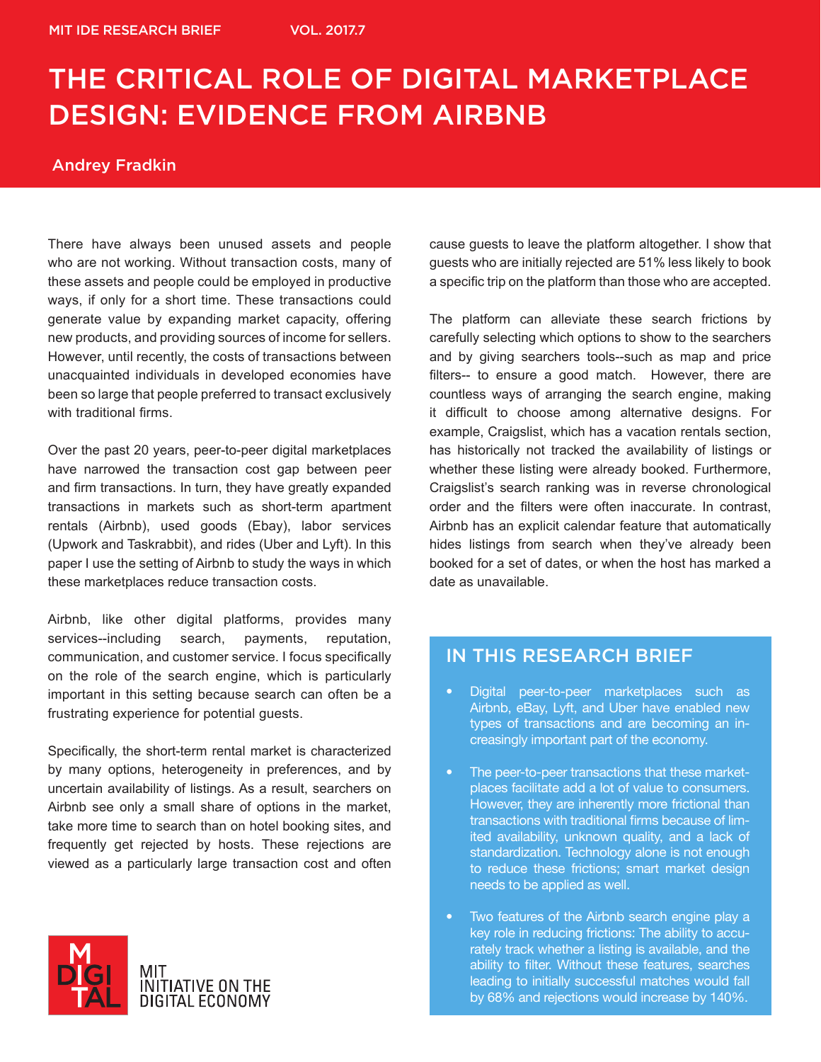MIT IDE RESEARCH BRIEF VOL. 2017.7

# THE CRITICAL ROLE OF DIGITAL MARKETPLACE DESIGN: EVIDENCE FROM AIRBNB

Andrey Fradkin

There have always been unused assets and people who are not working. Without transaction costs, many of these assets and people could be employed in productive ways, if only for a short time. These transactions could generate value by expanding market capacity, offering new products, and providing sources of income for sellers. However, until recently, the costs of transactions between unacquainted individuals in developed economies have been so large that people preferred to transact exclusively with traditional firms.

Over the past 20 years, peer-to-peer digital marketplaces have narrowed the transaction cost gap between peer and firm transactions. In turn, they have greatly expanded transactions in markets such as short-term apartment rentals (Airbnb), used goods (Ebay), labor services (Upwork and Taskrabbit), and rides (Uber and Lyft). In this paper I use the setting of Airbnb to study the ways in which these marketplaces reduce transaction costs.

Airbnb, like other digital platforms, provides many services--including search, payments, reputation, communication, and customer service. I focus specifically on the role of the search engine, which is particularly important in this setting because search can often be a frustrating experience for potential guests.

Specifically, the short-term rental market is characterized by many options, heterogeneity in preferences, and by uncertain availability of listings. As a result, searchers on Airbnb see only a small share of options in the market, take more time to search than on hotel booking sites, and frequently get rejected by hosts. These rejections are viewed as a particularly large transaction cost and often cause guests to leave the platform altogether. I show that guests who are initially rejected are 51% less likely to book a specific trip on the platform than those who are accepted.

The platform can alleviate these search frictions by carefully selecting which options to show to the searchers and by giving searchers tools--such as map and price filters-- to ensure a good match. However, there are countless ways of arranging the search engine, making it difficult to choose among alternative designs. For example, Craigslist, which has a vacation rentals section, has historically not tracked the availability of listings or whether these listing were already booked. Furthermore, Craigslist's search ranking was in reverse chronological order and the filters were often inaccurate. In contrast, Airbnb has an explicit calendar feature that automatically hides listings from search when they've already been booked for a set of dates, or when the host has marked a date as unavailable.

## IN THIS RESEARCH BRIEF

- Digital peer-to-peer marketplaces such as Airbnb, eBay, Lyft, and Uber have enabled new types of transactions and are becoming an increasingly important part of the economy.
- The peer-to-peer transactions that these marketplaces facilitate add a lot of value to consumers. However, they are inherently more frictional than transactions with traditional firms because of limited availability, unknown quality, and a lack of standardization. Technology alone is not enough to reduce these frictions; smart market design needs to be applied as well.
- Two features of the Airbnb search engine play a key role in reducing frictions: The ability to accurately track whether a listing is available, and the ability to filter. Without these features, searches leading to initially successful matches would fall by 68% and rejections would increase by 140%.

MIT INITIATIVE ON THE DIGITAL ECONOMY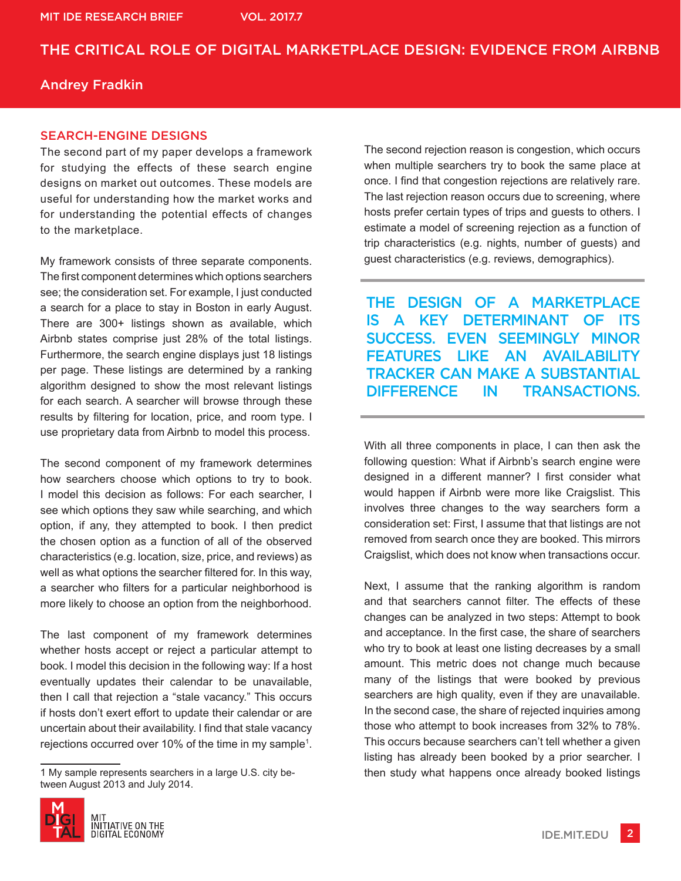## SEARCH-ENGINE DESIGNS

The second part of my paper develops a framework for studying the effects of these search engine designs on market out outcomes. These models are useful for understanding how the market works and for understanding the potential effects of changes to the marketplace.

My framework consists of three separate components. The first component determines which options searchers see; the consideration set. For example, I just conducted a search for a place to stay in Boston in early August. There are 300+ listings shown as available, which Airbnb states comprise just 28% of the total listings. Furthermore, the search engine displays just 18 listings per page. These listings are determined by a ranking algorithm designed to show the most relevant listings for each search. A searcher will browse through these results by filtering for location, price, and room type. I use proprietary data from Airbnb to model this process.

The second component of my framework determines how searchers choose which options to try to book. I model this decision as follows: For each searcher, I see which options they saw while searching, and which option, if any, they attempted to book. I then predict the chosen option as a function of all of the observed characteristics (e.g. location, size, price, and reviews) as well as what options the searcher filtered for. In this way, a searcher who filters for a particular neighborhood is more likely to choose an option from the neighborhood.

The last component of my framework determines whether hosts accept or reject a particular attempt to book. I model this decision in the following way: If a host eventually updates their calendar to be unavailable, then I call that rejection a "stale vacancy." This occurs if hosts don't exert effort to update their calendar or are uncertain about their availability. I find that stale vacancy rejections occurred over 10% of the time in my sample[1].

The second rejection reason is congestion, which occurs when multiple searchers try to book the same place at once. I find that congestion rejections are relatively rare. The last rejection reason occurs due to screening, where hosts prefer certain types of trips and guests to others. I estimate a model of screening rejection as a function of trip characteristics (e.g. nights, number of guests) and guest characteristics (e.g. reviews, demographics).

**THE DESIGN OF A MARKETPLACE IS A KEY DETERMINANT OF ITS SUCCESS. EVEN SEEMINGLY MINOR FEATURES LIKE AN AVAILABILITY TRACKER CAN MAKE A SUBSTANTIAL DIFFERENCE IN TRANSACTIONS.**

With all three components in place, I can then ask the following question: What if Airbnb's search engine were designed in a different manner? I first consider what would happen if Airbnb were more like Craigslist. This involves three changes to the way searchers form a consideration set: First, I assume that that listings are not removed from search once they are booked. This mirrors Craigslist, which does not know when transactions occur.

Next, I assume that the ranking algorithm is random and that searchers cannot filter. The effects of these changes can be analyzed in two steps: Attempt to book and acceptance. In the first case, the share of searchers who try to book at least one listing decreases by a small amount. This metric does not change much because many of the listings that were booked by previous searchers are high quality, even if they are unavailable. In the second case, the share of rejected inquiries among those who attempt to book increases from 32% to 78%. This occurs because searchers can't tell whether a given listing has already been booked by a prior searcher. I then study what happens once already booked listings

[1] My sample represents searchers in a large U.S. city between August 2013 and July 2014.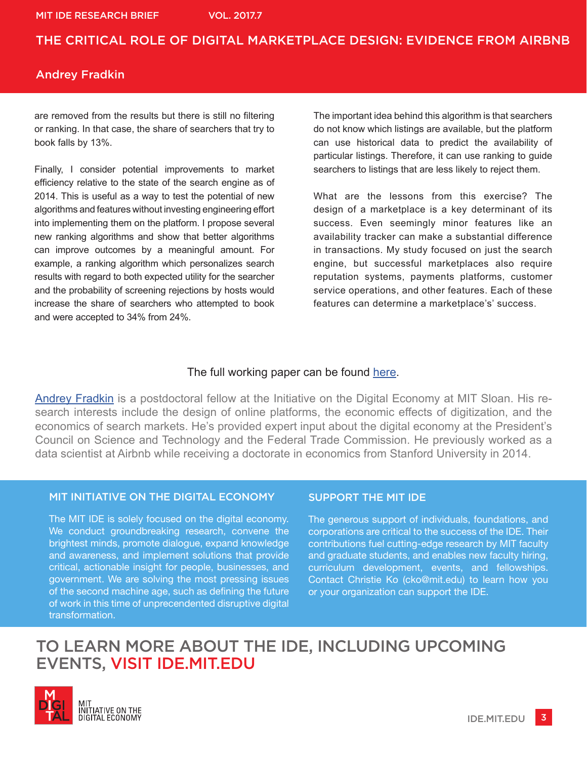are removed from the results but there is still no filtering or ranking. In that case, the share of searchers that try to book falls by 13%.

Finally, I consider potential improvements to market efficiency relative to the state of the search engine as of 2014. This is useful as a way to test the potential of new algorithms and features without investing engineering effort into implementing them on the platform. I propose several new ranking algorithms and show that better algorithms can improve outcomes by a meaningful amount. For example, a ranking algorithm which personalizes search results with regard to both expected utility for the searcher and the probability of screening rejections by hosts would increase the share of searchers who attempted to book and were accepted to 34% from 24%.

The important idea behind this algorithm is that searchers do not know which listings are available, but the platform can use historical data to predict the availability of particular listings. Therefore, it can use ranking to guide searchers to listings that are less likely to reject them.

What are the lessons from this exercise? The design of a marketplace is a key determinant of its success. Even seemingly minor features like an availability tracker can make a substantial difference in transactions. My study focused on just the search engine, but successful marketplaces also require reputation systems, payments platforms, customer service operations, and other features. Each of these features can determine a marketplace's' success.

The full working paper can be found here.

Andrey Fradkin is a postdoctoral fellow at the Initiative on the Digital Economy at MIT Sloan. His research interests include the design of online platforms, the economic effects of digitization, and the economics of search markets. He's provided expert input about the digital economy at the President's Council on Science and Technology and the Federal Trade Commission. He previously worked as a data scientist at Airbnb while receiving a doctorate in economics from Stanford University in 2014.

## MIT INITIATIVE ON THE DIGITAL ECONOMY

The MIT IDE is solely focused on the digital economy. We conduct groundbreaking research, convene the brightest minds, promote dialogue, expand knowledge and awareness, and implement solutions that provide critical, actionable insight for people, businesses, and government. We are solving the most pressing issues of the second machine age, such as defining the future of work in this time of unprecendented disruptive digital transformation.

## SUPPORT THE MIT IDE

The generous support of individuals, foundations, and corporations are critical to the success of the IDE. Their contributions fuel cutting-edge research by MIT faculty and graduate students, and enables new faculty hiring, curriculum development, events, and fellowships. Contact Christie Ko (cko@mit.edu) to learn how you or your organization can support the IDE.

## TO LEARN MORE ABOUT THE IDE, INCLUDING UPCOMING EVENTS, VISIT IDE.MIT.EDU

MIT INITIATIVE ON THE DIGITAL ECONOMY